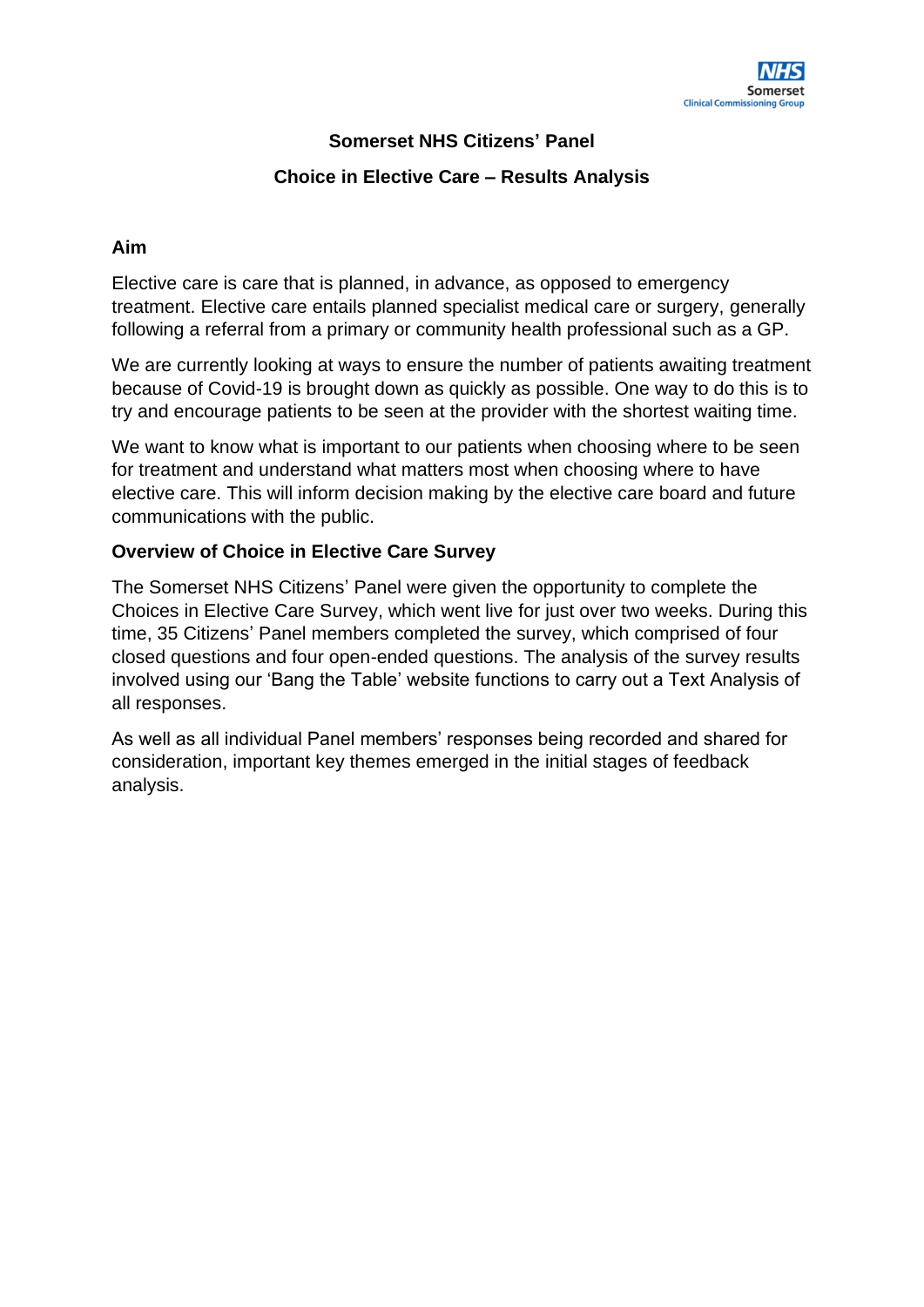# Somerset NHS Citizens' Panel

## Choice in Elective Care – Results Analysis

### Aim

Elective care is care that is planned, in advance, as opposed to emergency treatment. Elective care entails planned specialist medical care or surgery, generally following a referral from a primary or community health professional such as a GP.

We are currently looking at ways to ensure the number of patients awaiting treatment because of Covid-19 is brought down as quickly as possible. One way to do this is to try and encourage patients to be seen at the provider with the shortest waiting time.

We want to know what is important to our patients when choosing where to be seen for treatment and understand what matters most when choosing where to have elective care. This will inform decision making by the elective care board and future communications with the public.

### Overview of Choice in Elective Care Survey

The Somerset NHS Citizens' Panel were given the opportunity to complete the Choices in Elective Care Survey, which went live for just over two weeks. During this time, 35 Citizens' Panel members completed the survey, which comprised of four closed questions and four open-ended questions. The analysis of the survey results involved using our 'Bang the Table' website functions to carry out a Text Analysis of all responses.

As well as all individual Panel members' responses being recorded and shared for consideration, important key themes emerged in the initial stages of feedback analysis.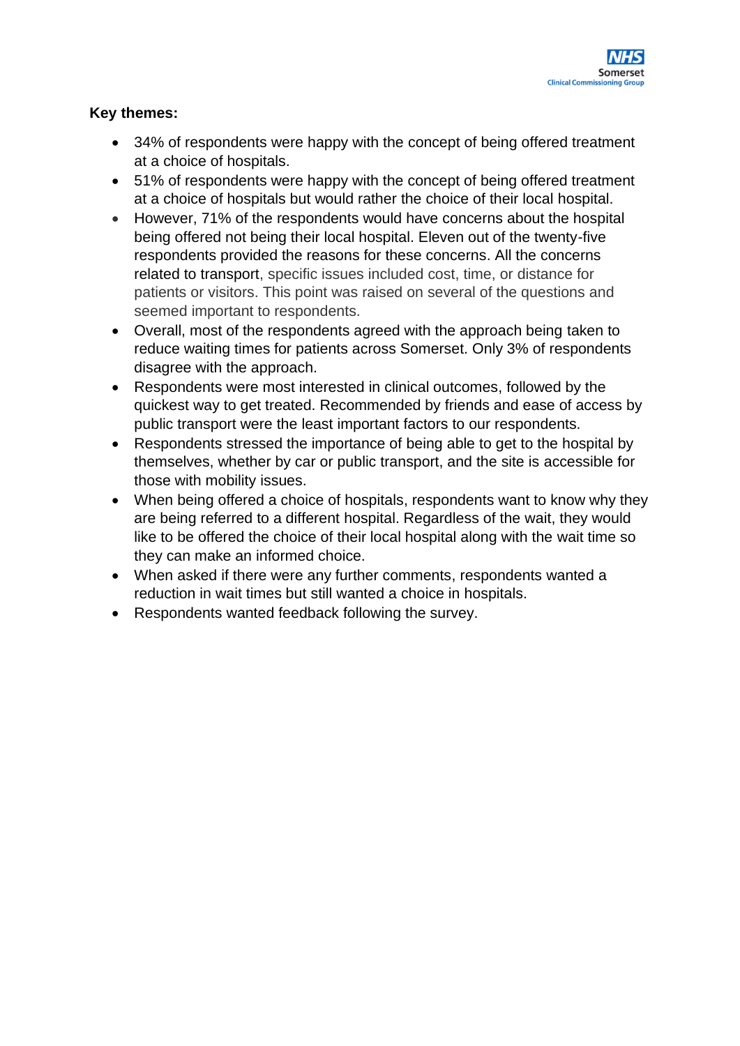**Key themes:**

- 34% of respondents were happy with the concept of being offered treatment at a choice of hospitals.
- 51% of respondents were happy with the concept of being offered treatment at a choice of hospitals but would rather the choice of their local hospital.
- However, 71% of the respondents would have concerns about the hospital being offered not being their local hospital. Eleven out of the twenty-five respondents provided the reasons for these concerns. All the concerns related to transport, specific issues included cost, time, or distance for patients or visitors. This point was raised on several of the questions and seemed important to respondents.
- Overall, most of the respondents agreed with the approach being taken to reduce waiting times for patients across Somerset. Only 3% of respondents disagree with the approach.
- Respondents were most interested in clinical outcomes, followed by the quickest way to get treated. Recommended by friends and ease of access by public transport were the least important factors to our respondents.
- Respondents stressed the importance of being able to get to the hospital by themselves, whether by car or public transport, and the site is accessible for those with mobility issues.
- When being offered a choice of hospitals, respondents want to know why they are being referred to a different hospital. Regardless of the wait, they would like to be offered the choice of their local hospital along with the wait time so they can make an informed choice.
- When asked if there were any further comments, respondents wanted a reduction in wait times but still wanted a choice in hospitals.
- Respondents wanted feedback following the survey.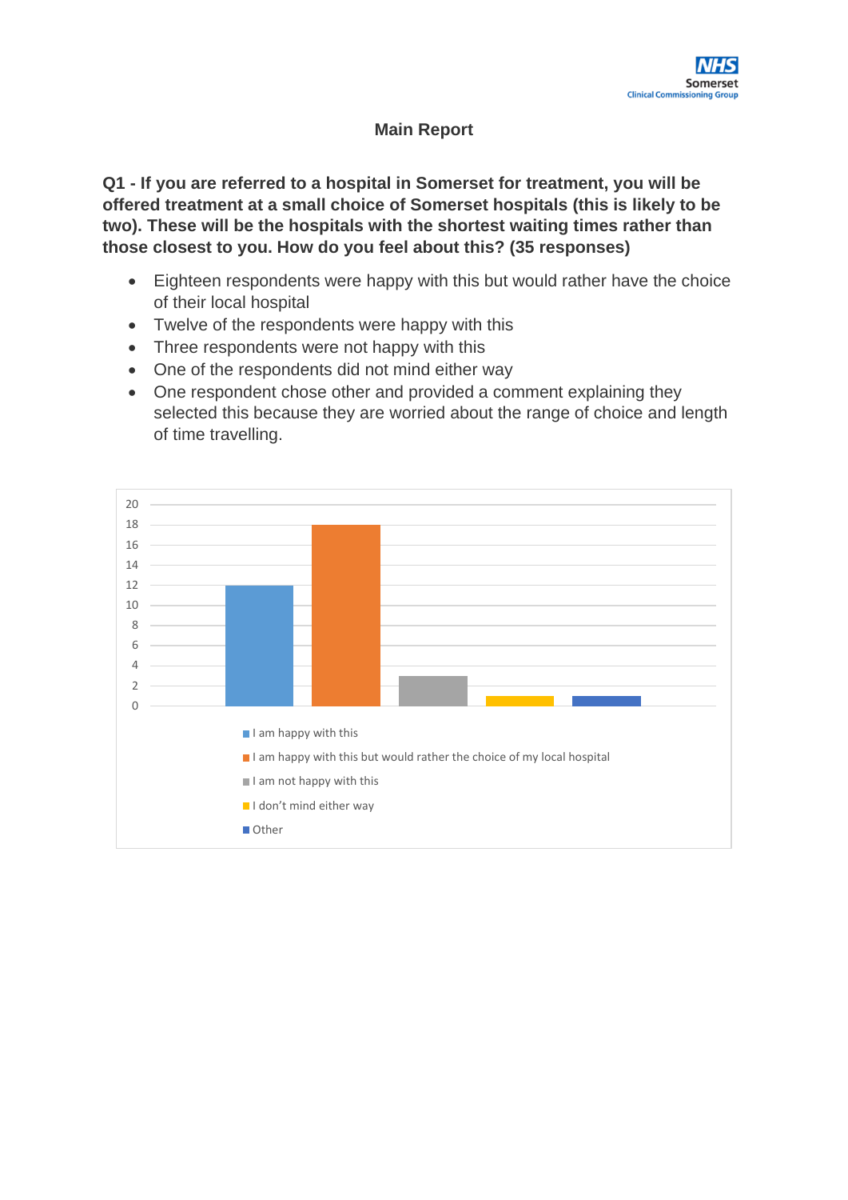# Main Report

**Q1 - If you are referred to a hospital in Somerset for treatment, you will be offered treatment at a small choice of Somerset hospitals (this is likely to be two). These will be the hospitals with the shortest waiting times rather than those closest to you. How do you feel about this? (35 responses)**

- Eighteen respondents were happy with this but would rather have the choice of their local hospital
- Twelve of the respondents were happy with this
- Three respondents were not happy with this
- One of the respondents did not mind either way
- One respondent chose other and provided a comment explaining they selected this because they are worried about the range of choice and length of time travelling.

| Response | Count |
|---|---|
| I am happy with this | 12 |
| I am happy with this but would rather the choice of my local hospital | 18 |
| I am not happy with this | 3 |
| I don't mind either way | 1 |
| Other | 1 |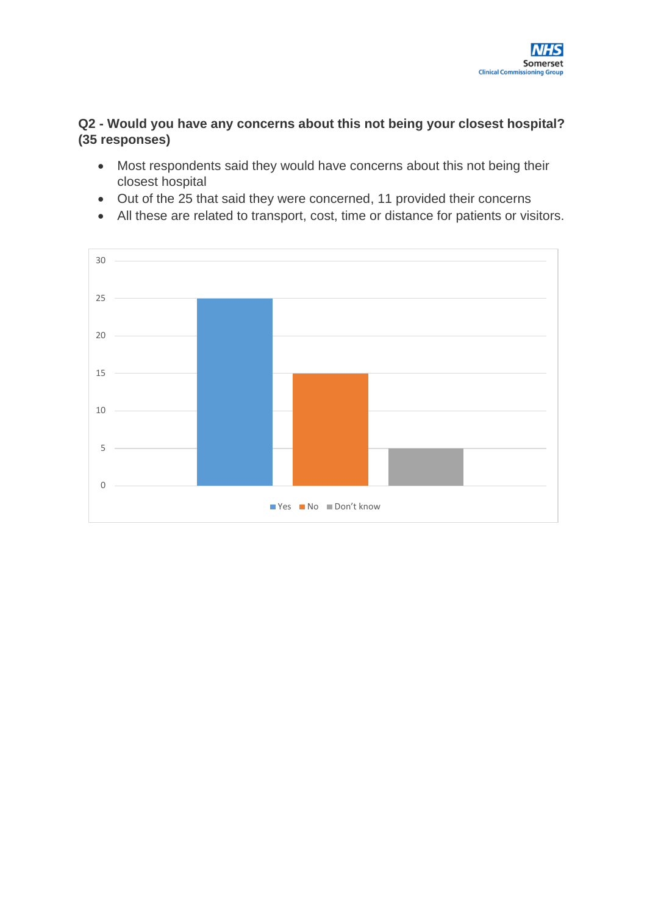**Q2 - Would you have any concerns about this not being your closest hospital? (35 responses)**

- Most respondents said they would have concerns about this not being their closest hospital
- Out of the 25 that said they were concerned, 11 provided their concerns
- All these are related to transport, cost, time or distance for patients or visitors.

| Response | Count |
|---|---|
| Yes | 25 |
| No | 15 |
| Don't know | 5 |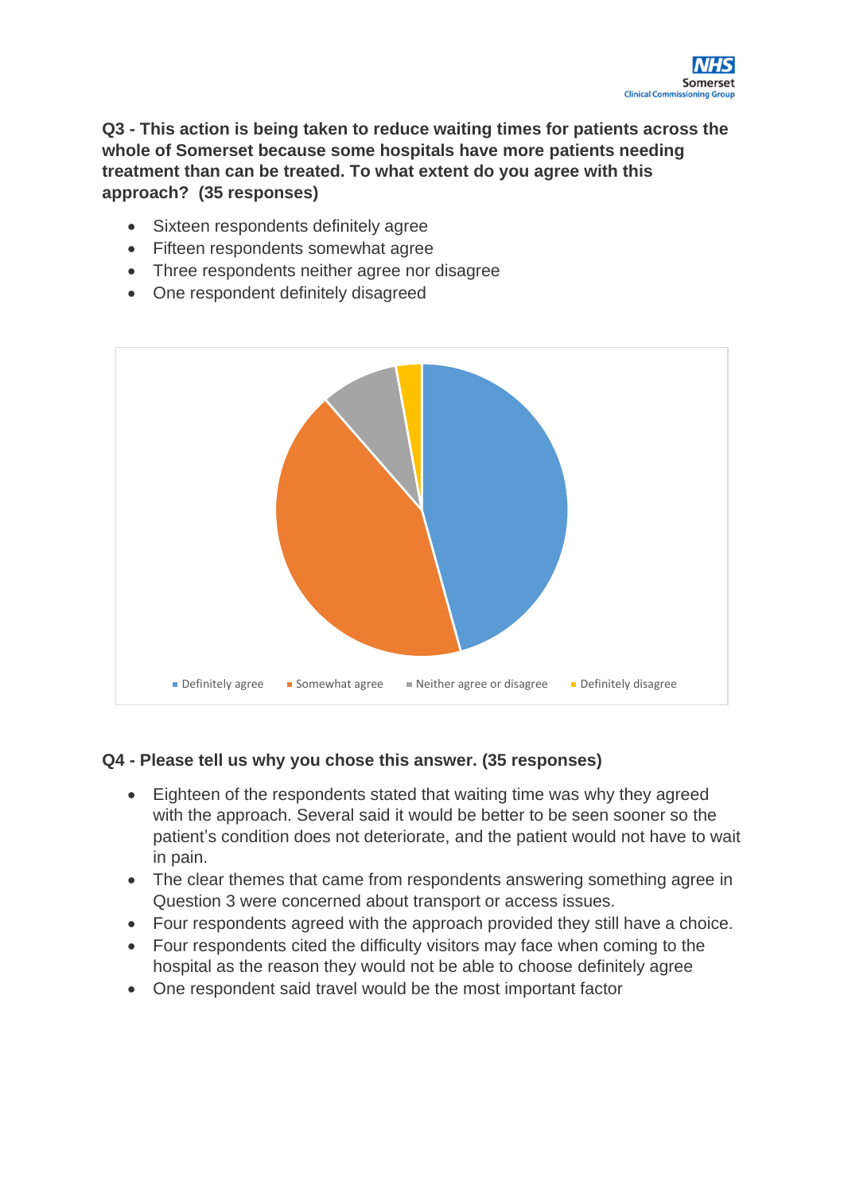**Q3 - This action is being taken to reduce waiting times for patients across the whole of Somerset because some hospitals have more patients needing treatment than can be treated. To what extent do you agree with this approach? (35 responses)**

- Sixteen respondents definitely agree
- Fifteen respondents somewhat agree
- Three respondents neither agree nor disagree
- One respondent definitely disagreed

Definitely agree | Somewhat agree | Neither agree or disagree | Definitely disagree

**Q4 - Please tell us why you chose this answer. (35 responses)**

- Eighteen of the respondents stated that waiting time was why they agreed with the approach. Several said it would be better to be seen sooner so the patient's condition does not deteriorate, and the patient would not have to wait in pain.
- The clear themes that came from respondents answering something agree in Question 3 were concerned about transport or access issues.
- Four respondents agreed with the approach provided they still have a choice.
- Four respondents cited the difficulty visitors may face when coming to the hospital as the reason they would not be able to choose definitely agree
- One respondent said travel would be the most important factor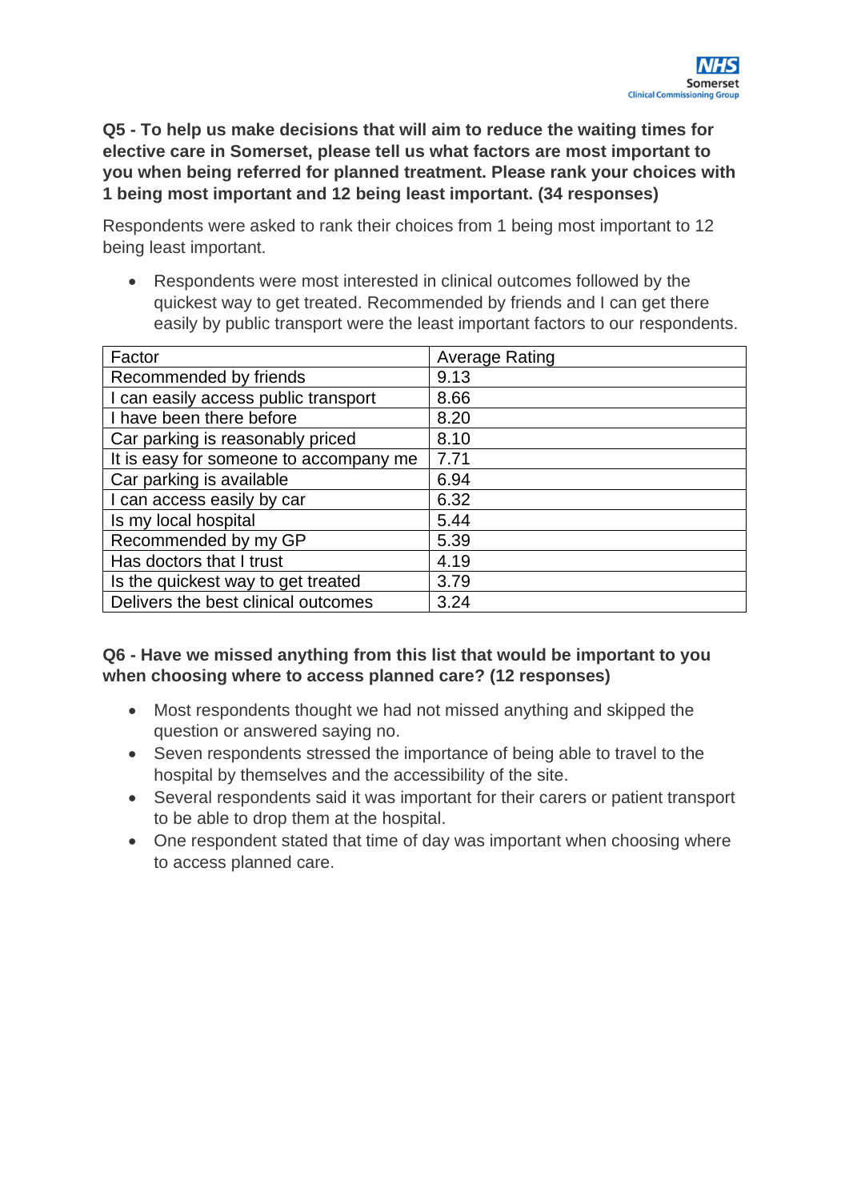**Q5 - To help us make decisions that will aim to reduce the waiting times for elective care in Somerset, please tell us what factors are most important to you when being referred for planned treatment. Please rank your choices with 1 being most important and 12 being least important. (34 responses)**

Respondents were asked to rank their choices from 1 being most important to 12 being least important.

- Respondents were most interested in clinical outcomes followed by the quickest way to get treated. Recommended by friends and I can get there easily by public transport were the least important factors to our respondents.

| Factor | Average Rating |
|---|---|
| Recommended by friends | 9.13 |
| I can easily access public transport | 8.66 |
| I have been there before | 8.20 |
| Car parking is reasonably priced | 8.10 |
| It is easy for someone to accompany me | 7.71 |
| Car parking is available | 6.94 |
| I can access easily by car | 6.32 |
| Is my local hospital | 5.44 |
| Recommended by my GP | 5.39 |
| Has doctors that I trust | 4.19 |
| Is the quickest way to get treated | 3.79 |
| Delivers the best clinical outcomes | 3.24 |

**Q6 - Have we missed anything from this list that would be important to you when choosing where to access planned care? (12 responses)**

- Most respondents thought we had not missed anything and skipped the question or answered saying no.
- Seven respondents stressed the importance of being able to travel to the hospital by themselves and the accessibility of the site.
- Several respondents said it was important for their carers or patient transport to be able to drop them at the hospital.
- One respondent stated that time of day was important when choosing where to access planned care.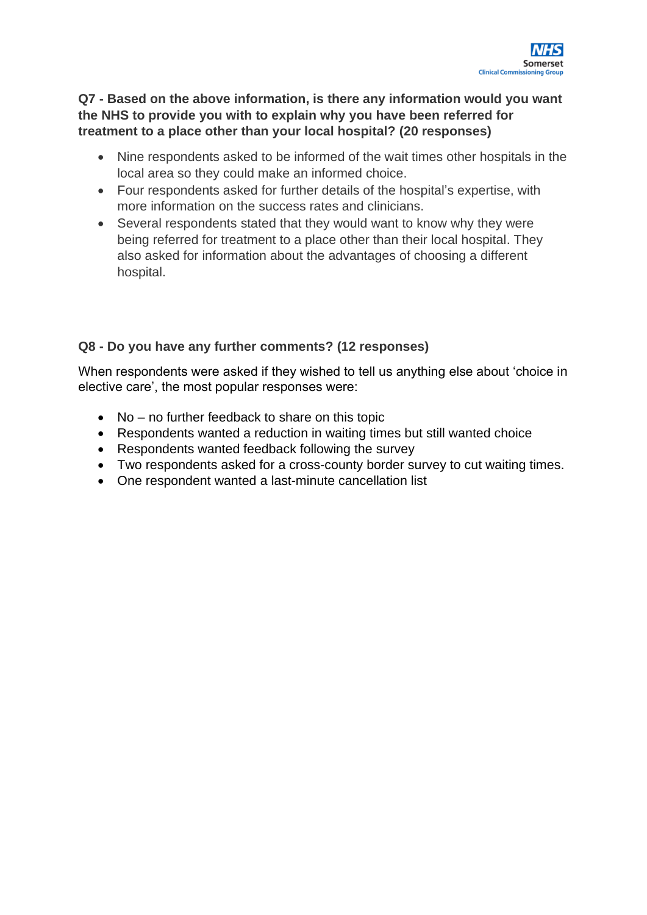**Q7 - Based on the above information, is there any information would you want the NHS to provide you with to explain why you have been referred for treatment to a place other than your local hospital? (20 responses)**

- Nine respondents asked to be informed of the wait times other hospitals in the local area so they could make an informed choice.
- Four respondents asked for further details of the hospital's expertise, with more information on the success rates and clinicians.
- Several respondents stated that they would want to know why they were being referred for treatment to a place other than their local hospital. They also asked for information about the advantages of choosing a different hospital.

**Q8 - Do you have any further comments? (12 responses)**

When respondents were asked if they wished to tell us anything else about 'choice in elective care', the most popular responses were:

- No – no further feedback to share on this topic
- Respondents wanted a reduction in waiting times but still wanted choice
- Respondents wanted feedback following the survey
- Two respondents asked for a cross-county border survey to cut waiting times.
- One respondent wanted a last-minute cancellation list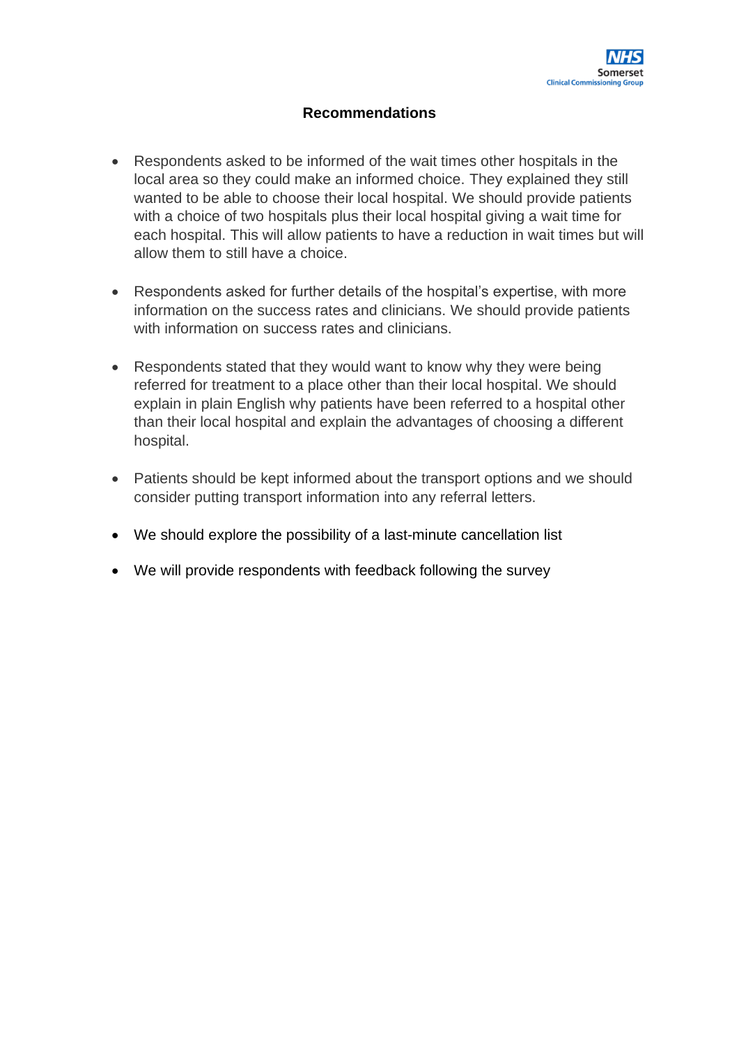## Recommendations

- Respondents asked to be informed of the wait times other hospitals in the local area so they could make an informed choice. They explained they still wanted to be able to choose their local hospital. We should provide patients with a choice of two hospitals plus their local hospital giving a wait time for each hospital. This will allow patients to have a reduction in wait times but will allow them to still have a choice.

- Respondents asked for further details of the hospital's expertise, with more information on the success rates and clinicians. We should provide patients with information on success rates and clinicians.

- Respondents stated that they would want to know why they were being referred for treatment to a place other than their local hospital. We should explain in plain English why patients have been referred to a hospital other than their local hospital and explain the advantages of choosing a different hospital.

- Patients should be kept informed about the transport options and we should consider putting transport information into any referral letters.

- We should explore the possibility of a last-minute cancellation list

- We will provide respondents with feedback following the survey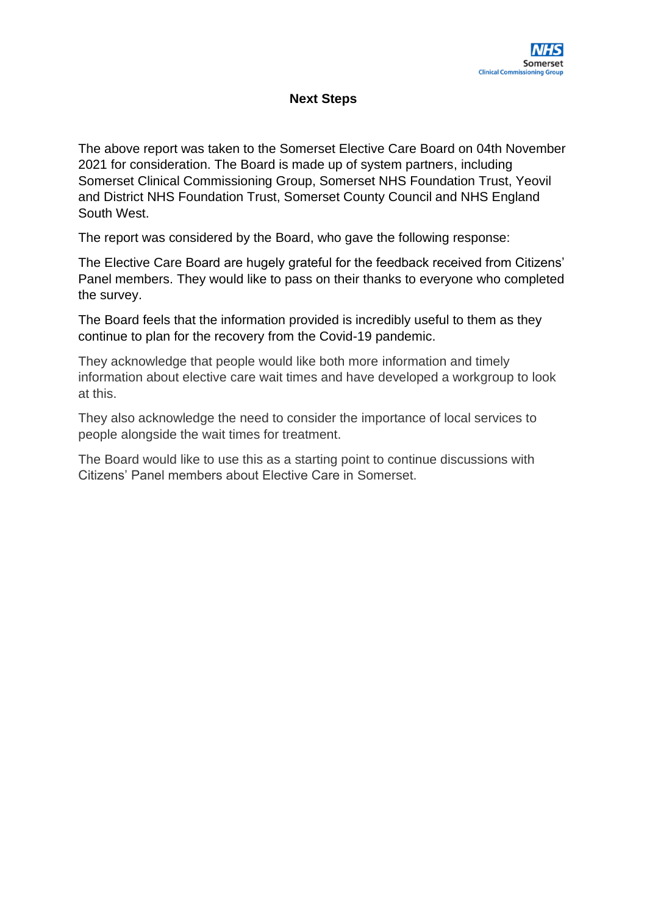## Next Steps

The above report was taken to the Somerset Elective Care Board on 04th November 2021 for consideration. The Board is made up of system partners, including Somerset Clinical Commissioning Group, Somerset NHS Foundation Trust, Yeovil and District NHS Foundation Trust, Somerset County Council and NHS England South West.

The report was considered by the Board, who gave the following response:

The Elective Care Board are hugely grateful for the feedback received from Citizens' Panel members. They would like to pass on their thanks to everyone who completed the survey.

The Board feels that the information provided is incredibly useful to them as they continue to plan for the recovery from the Covid-19 pandemic.

They acknowledge that people would like both more information and timely information about elective care wait times and have developed a workgroup to look at this.

They also acknowledge the need to consider the importance of local services to people alongside the wait times for treatment.

The Board would like to use this as a starting point to continue discussions with Citizens' Panel members about Elective Care in Somerset.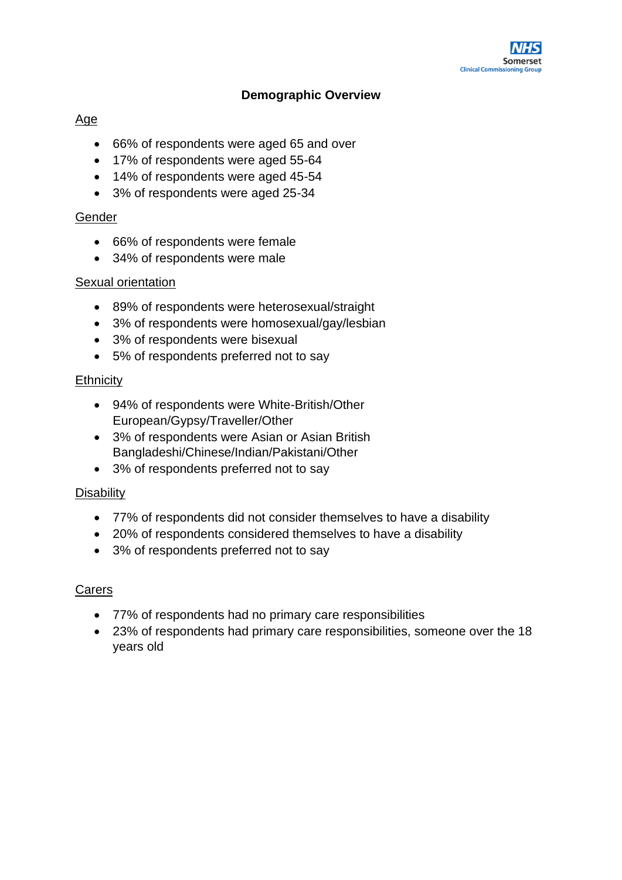## Demographic Overview

Age

- 66% of respondents were aged 65 and over
- 17% of respondents were aged 55-64
- 14% of respondents were aged 45-54
- 3% of respondents were aged 25-34

Gender

- 66% of respondents were female
- 34% of respondents were male

Sexual orientation

- 89% of respondents were heterosexual/straight
- 3% of respondents were homosexual/gay/lesbian
- 3% of respondents were bisexual
- 5% of respondents preferred not to say

Ethnicity

- 94% of respondents were White-British/Other European/Gypsy/Traveller/Other
- 3% of respondents were Asian or Asian British Bangladeshi/Chinese/Indian/Pakistani/Other
- 3% of respondents preferred not to say

Disability

- 77% of respondents did not consider themselves to have a disability
- 20% of respondents considered themselves to have a disability
- 3% of respondents preferred not to say

Carers

- 77% of respondents had no primary care responsibilities
- 23% of respondents had primary care responsibilities, someone over the 18 years old